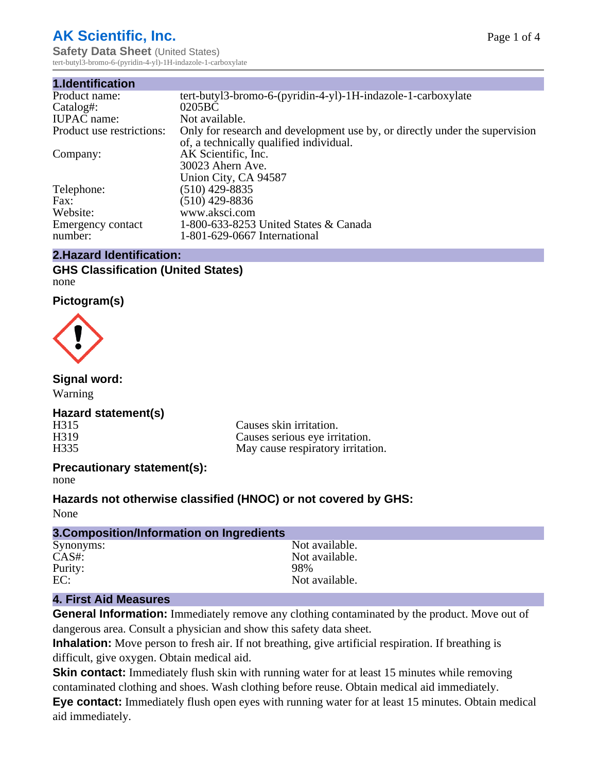# AK Scientific, Inc.

**Safety Data Sheet** (United States)

tert-butyl3-bromo-6-(pyridin-4-yl)-1H-indazole-1-carboxylate

## 1.Identification

| | |
|---|---|
| Product name: | tert-butyl3-bromo-6-(pyridin-4-yl)-1H-indazole-1-carboxylate |
| Catalog#: | 0205BC |
| IUPAC name: | Not available. |
| Product use restrictions: | Only for research and development use by, or directly under the supervision of, a technically qualified individual. |
| Company: | AK Scientific, Inc.<br>30023 Ahern Ave.<br>Union City, CA 94587 |
| Telephone: | (510) 429-8835 |
| Fax: | (510) 429-8836 |
| Website: | www.aksci.com |
| Emergency contact number: | 1-800-633-8253 United States & Canada<br>1-801-629-0667 International |

## 2.Hazard Identification:

### GHS Classification (United States)

none

### Pictogram(s)

### Signal word:

Warning

### Hazard statement(s)

| | |
|---|---|
| H315 | Causes skin irritation. |
| H319 | Causes serious eye irritation. |
| H335 | May cause respiratory irritation. |

### Precautionary statement(s):

none

### Hazards not otherwise classified (HNOC) or not covered by GHS:

None

## 3.Composition/Information on Ingredients

| | |
|---|---|
| Synonyms: | Not available. |
| CAS#: | Not available. |
| Purity: | 98% |
| EC: | Not available. |

## 4. First Aid Measures

**General Information:** Immediately remove any clothing contaminated by the product. Move out of dangerous area. Consult a physician and show this safety data sheet.

**Inhalation:** Move person to fresh air. If not breathing, give artificial respiration. If breathing is difficult, give oxygen. Obtain medical aid.

**Skin contact:** Immediately flush skin with running water for at least 15 minutes while removing contaminated clothing and shoes. Wash clothing before reuse. Obtain medical aid immediately.

**Eye contact:** Immediately flush open eyes with running water for at least 15 minutes. Obtain medical aid immediately.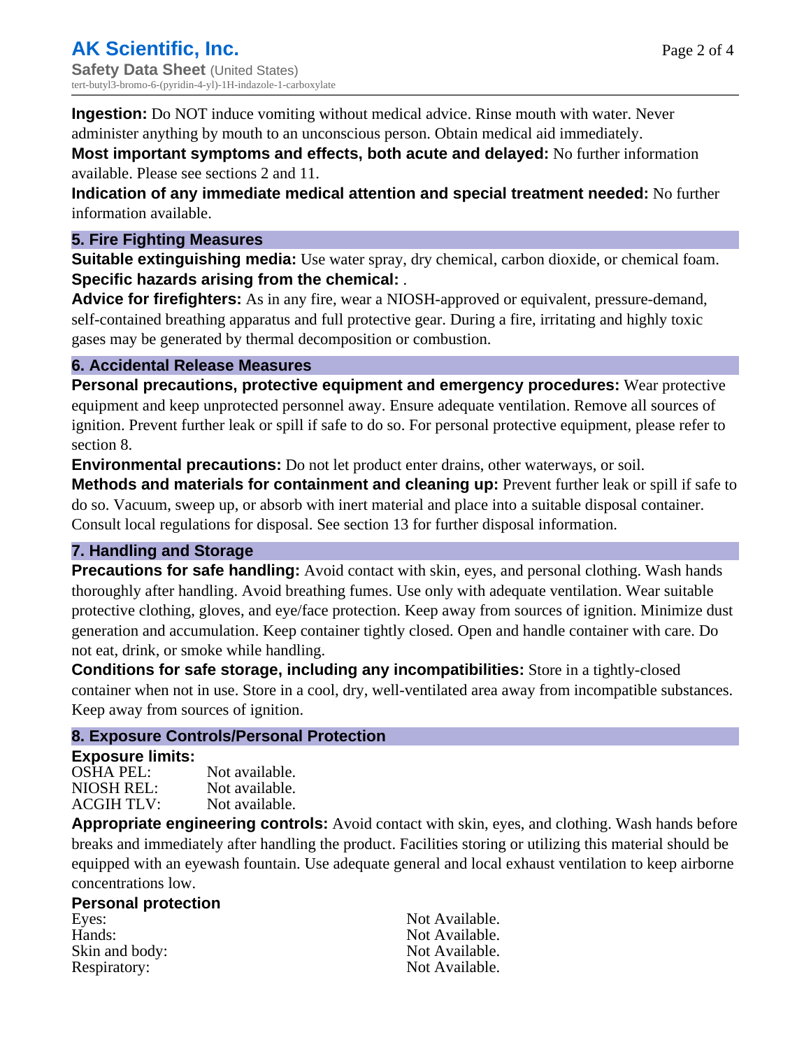**Ingestion:** Do NOT induce vomiting without medical advice. Rinse mouth with water. Never administer anything by mouth to an unconscious person. Obtain medical aid immediately.

**Most important symptoms and effects, both acute and delayed:** No further information available. Please see sections 2 and 11.

**Indication of any immediate medical attention and special treatment needed:** No further information available.

## 5. Fire Fighting Measures

**Suitable extinguishing media:** Use water spray, dry chemical, carbon dioxide, or chemical foam.

**Specific hazards arising from the chemical:** .

**Advice for firefighters:** As in any fire, wear a NIOSH-approved or equivalent, pressure-demand, self-contained breathing apparatus and full protective gear. During a fire, irritating and highly toxic gases may be generated by thermal decomposition or combustion.

## 6. Accidental Release Measures

**Personal precautions, protective equipment and emergency procedures:** Wear protective equipment and keep unprotected personnel away. Ensure adequate ventilation. Remove all sources of ignition. Prevent further leak or spill if safe to do so. For personal protective equipment, please refer to section 8.

**Environmental precautions:** Do not let product enter drains, other waterways, or soil.

**Methods and materials for containment and cleaning up:** Prevent further leak or spill if safe to do so. Vacuum, sweep up, or absorb with inert material and place into a suitable disposal container. Consult local regulations for disposal. See section 13 for further disposal information.

## 7. Handling and Storage

**Precautions for safe handling:** Avoid contact with skin, eyes, and personal clothing. Wash hands thoroughly after handling. Avoid breathing fumes. Use only with adequate ventilation. Wear suitable protective clothing, gloves, and eye/face protection. Keep away from sources of ignition. Minimize dust generation and accumulation. Keep container tightly closed. Open and handle container with care. Do not eat, drink, or smoke while handling.

**Conditions for safe storage, including any incompatibilities:** Store in a tightly-closed container when not in use. Store in a cool, dry, well-ventilated area away from incompatible substances. Keep away from sources of ignition.

## 8. Exposure Controls/Personal Protection

### Exposure limits:

| | |
|---|---|
| OSHA PEL: | Not available. |
| NIOSH REL: | Not available. |
| ACGIH TLV: | Not available. |

**Appropriate engineering controls:** Avoid contact with skin, eyes, and clothing. Wash hands before breaks and immediately after handling the product. Facilities storing or utilizing this material should be equipped with an eyewash fountain. Use adequate general and local exhaust ventilation to keep airborne concentrations low.

### Personal protection

| | |
|---|---|
| Eyes: | Not Available. |
| Hands: | Not Available. |
| Skin and body: | Not Available. |
| Respiratory: | Not Available. |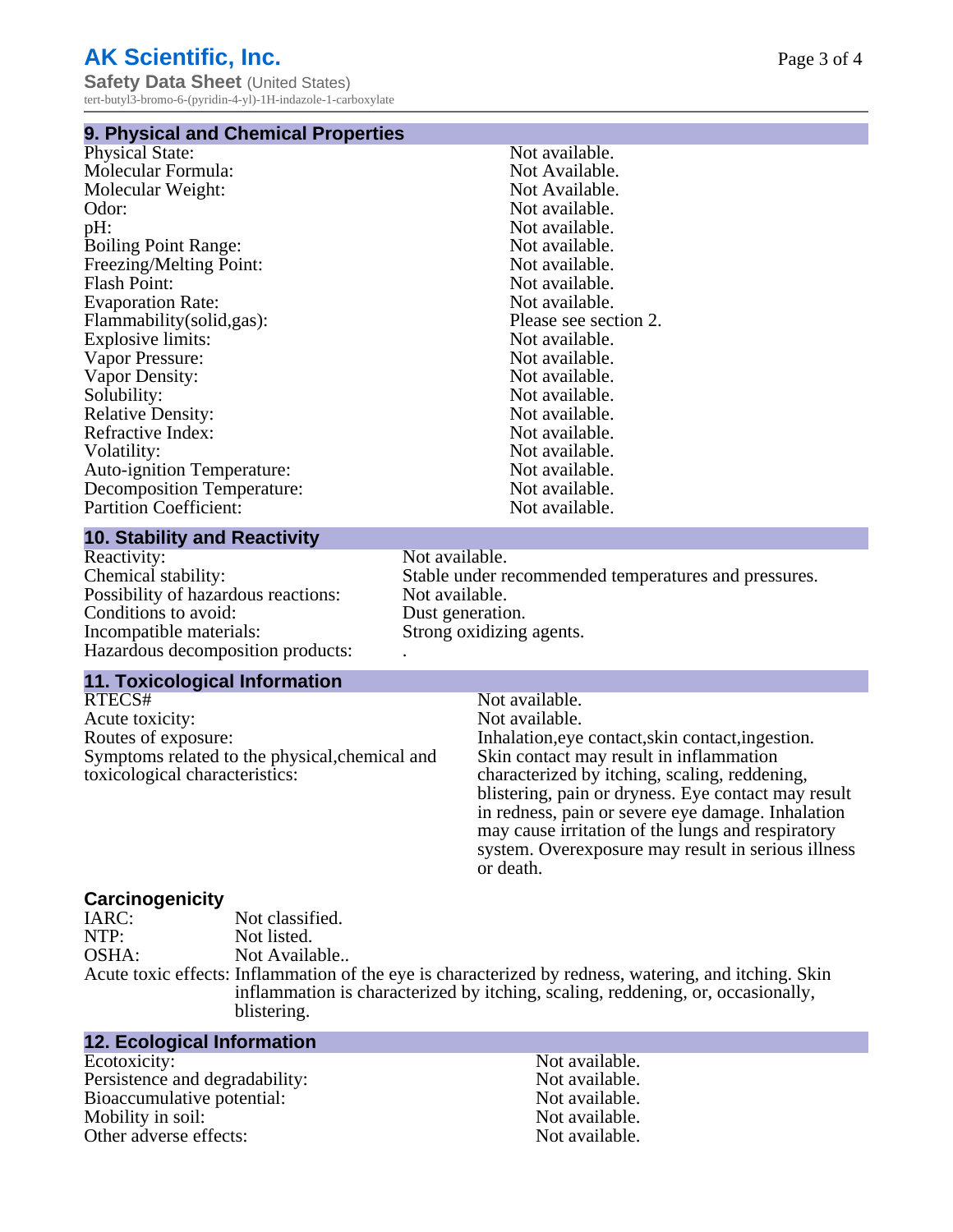## 9. Physical and Chemical Properties

| | |
|---|---|
| Physical State: | Not available. |
| Molecular Formula: | Not Available. |
| Molecular Weight: | Not Available. |
| Odor: | Not available. |
| pH: | Not available. |
| Boiling Point Range: | Not available. |
| Freezing/Melting Point: | Not available. |
| Flash Point: | Not available. |
| Evaporation Rate: | Not available. |
| Flammability(solid,gas): | Please see section 2. |
| Explosive limits: | Not available. |
| Vapor Pressure: | Not available. |
| Vapor Density: | Not available. |
| Solubility: | Not available. |
| Relative Density: | Not available. |
| Refractive Index: | Not available. |
| Volatility: | Not available. |
| Auto-ignition Temperature: | Not available. |
| Decomposition Temperature: | Not available. |
| Partition Coefficient: | Not available. |

## 10. Stability and Reactivity

| | |
|---|---|
| Reactivity: | Not available. |
| Chemical stability: | Stable under recommended temperatures and pressures. |
| Possibility of hazardous reactions: | Not available. |
| Conditions to avoid: | Dust generation. |
| Incompatible materials: | Strong oxidizing agents. |
| Hazardous decomposition products: | . |

## 11. Toxicological Information

| | |
|---|---|
| RTECS# | Not available. |
| Acute toxicity: | Not available. |
| Routes of exposure: | Inhalation,eye contact,skin contact,ingestion. |
| Symptoms related to the physical,chemical and toxicological characteristics: | Skin contact may result in inflammation characterized by itching, scaling, reddening, blistering, pain or dryness. Eye contact may result in redness, pain or severe eye damage. Inhalation may cause irritation of the lungs and respiratory system. Overexposure may result in serious illness or death. |

### Carcinogenicity

| | |
|---|---|
| IARC: | Not classified. |
| NTP: | Not listed. |
| OSHA: | Not Available.. |
| Acute toxic effects: | Inflammation of the eye is characterized by redness, watering, and itching. Skin inflammation is characterized by itching, scaling, reddening, or, occasionally, blistering. |

## 12. Ecological Information

| | |
|---|---|
| Ecotoxicity: | Not available. |
| Persistence and degradability: | Not available. |
| Bioaccumulative potential: | Not available. |
| Mobility in soil: | Not available. |
| Other adverse effects: | Not available. |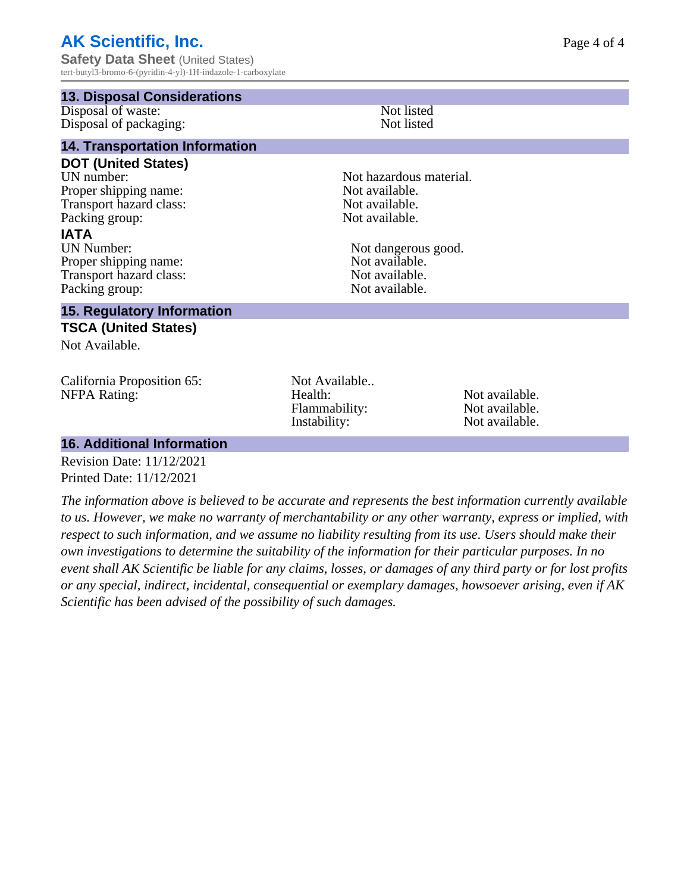## 13. Disposal Considerations

| | |
|---|---|
| Disposal of waste: | Not listed |
| Disposal of packaging: | Not listed |

## 14. Transportation Information

### DOT (United States)

| | |
|---|---|
| UN number: | Not hazardous material. |
| Proper shipping name: | Not available. |
| Transport hazard class: | Not available. |
| Packing group: | Not available. |

### IATA

| | |
|---|---|
| UN Number: | Not dangerous good. |
| Proper shipping name: | Not available. |
| Transport hazard class: | Not available. |
| Packing group: | Not available. |

## 15. Regulatory Information

### TSCA (United States)

Not Available.

| | | |
|---|---|---|
| California Proposition 65: | Not Available.. | |
| NFPA Rating: | Health: | Not available. |
| | Flammability: | Not available. |
| | Instability: | Not available. |

## 16. Additional Information

Revision Date: 11/12/2021

Printed Date: 11/12/2021

*The information above is believed to be accurate and represents the best information currently available to us. However, we make no warranty of merchantability or any other warranty, express or implied, with respect to such information, and we assume no liability resulting from its use. Users should make their own investigations to determine the suitability of the information for their particular purposes. In no event shall AK Scientific be liable for any claims, losses, or damages of any third party or for lost profits or any special, indirect, incidental, consequential or exemplary damages, howsoever arising, even if AK Scientific has been advised of the possibility of such damages.*